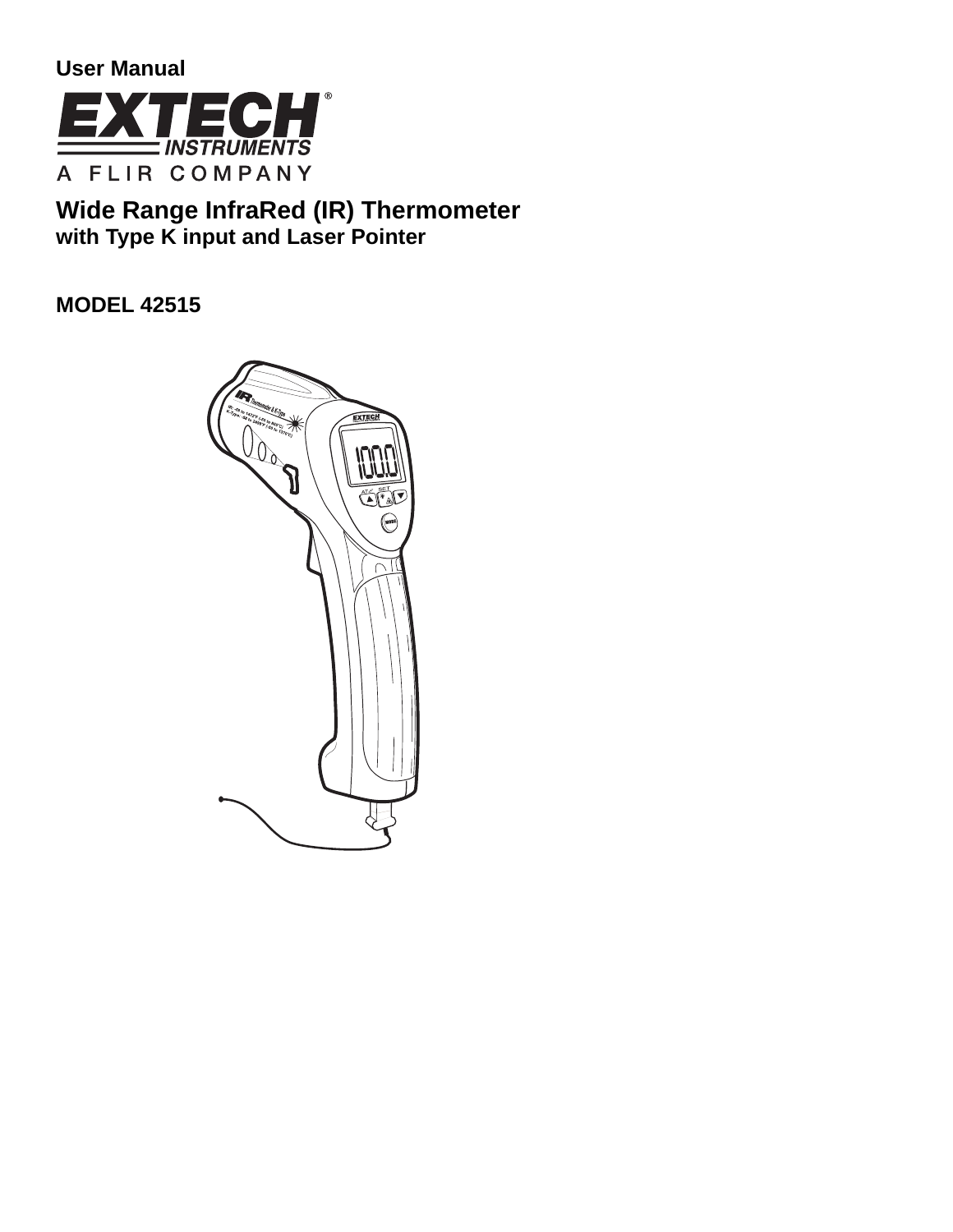User Manual

**EXTECH® INSTRUMENTS**

A FLIR COMPANY

# Wide Range InfraRed (IR) Thermometer

## with Type K input and Laser Pointer

## MODEL 42515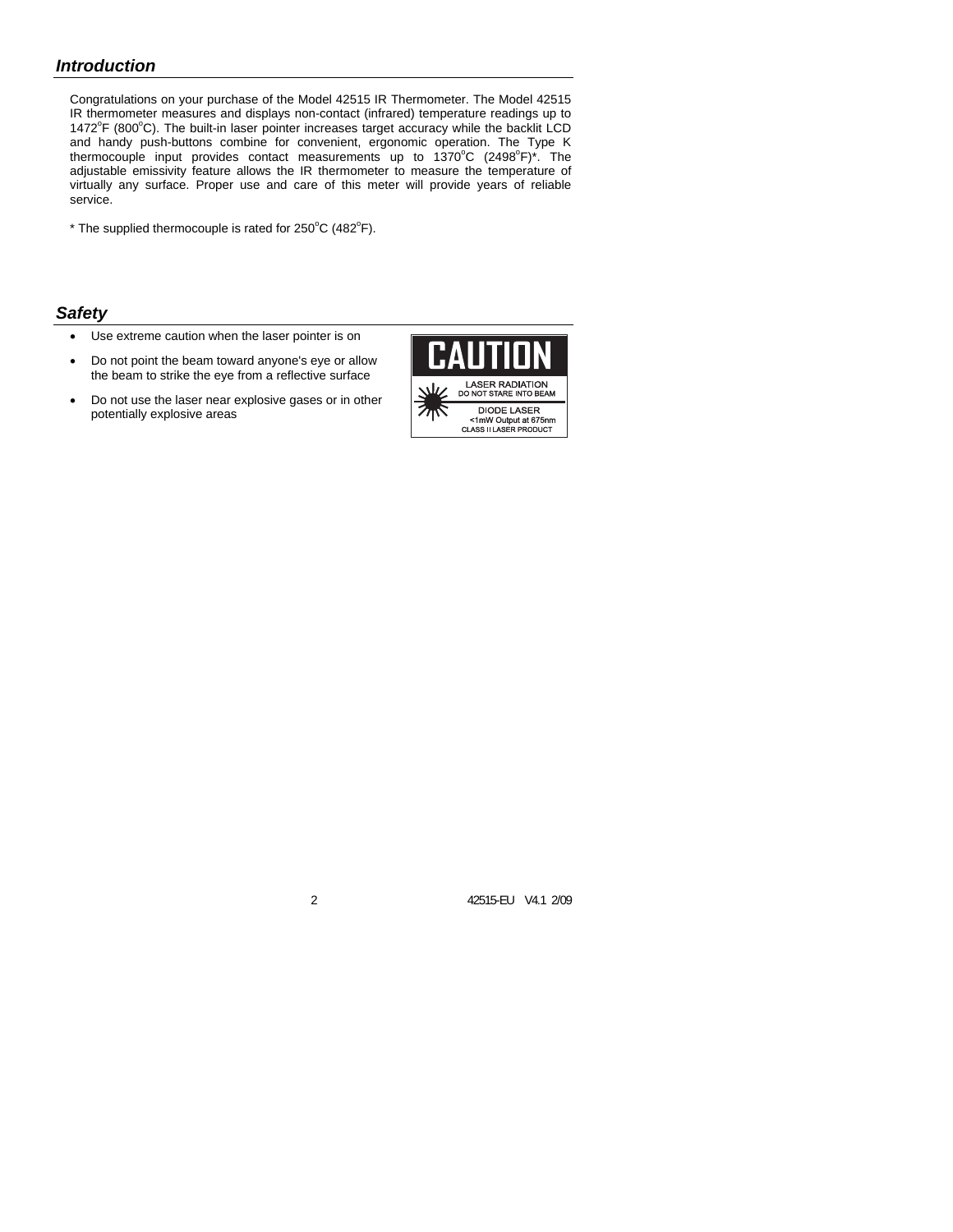## Introduction

Congratulations on your purchase of the Model 42515 IR Thermometer. The Model 42515 IR thermometer measures and displays non-contact (infrared) temperature readings up to 1472°F (800°C). The built-in laser pointer increases target accuracy while the backlit LCD and handy push-buttons combine for convenient, ergonomic operation. The Type K thermocouple input provides contact measurements up to 1370°C (2498°F)*. The adjustable emissivity feature allows the IR thermometer to measure the temperature of virtually any surface. Proper use and care of this meter will provide years of reliable service.

* The supplied thermocouple is rated for 250°C (482°F).

## Safety

- Use extreme caution when the laser pointer is on
- Do not point the beam toward anyone's eye or allow the beam to strike the eye from a reflective surface
- Do not use the laser near explosive gases or in other potentially explosive areas

CAUTION

LASER RADIATION
DO NOT STARE INTO BEAM

DIODE LASER
<1mW Output at 675nm
CLASS II LASER PRODUCT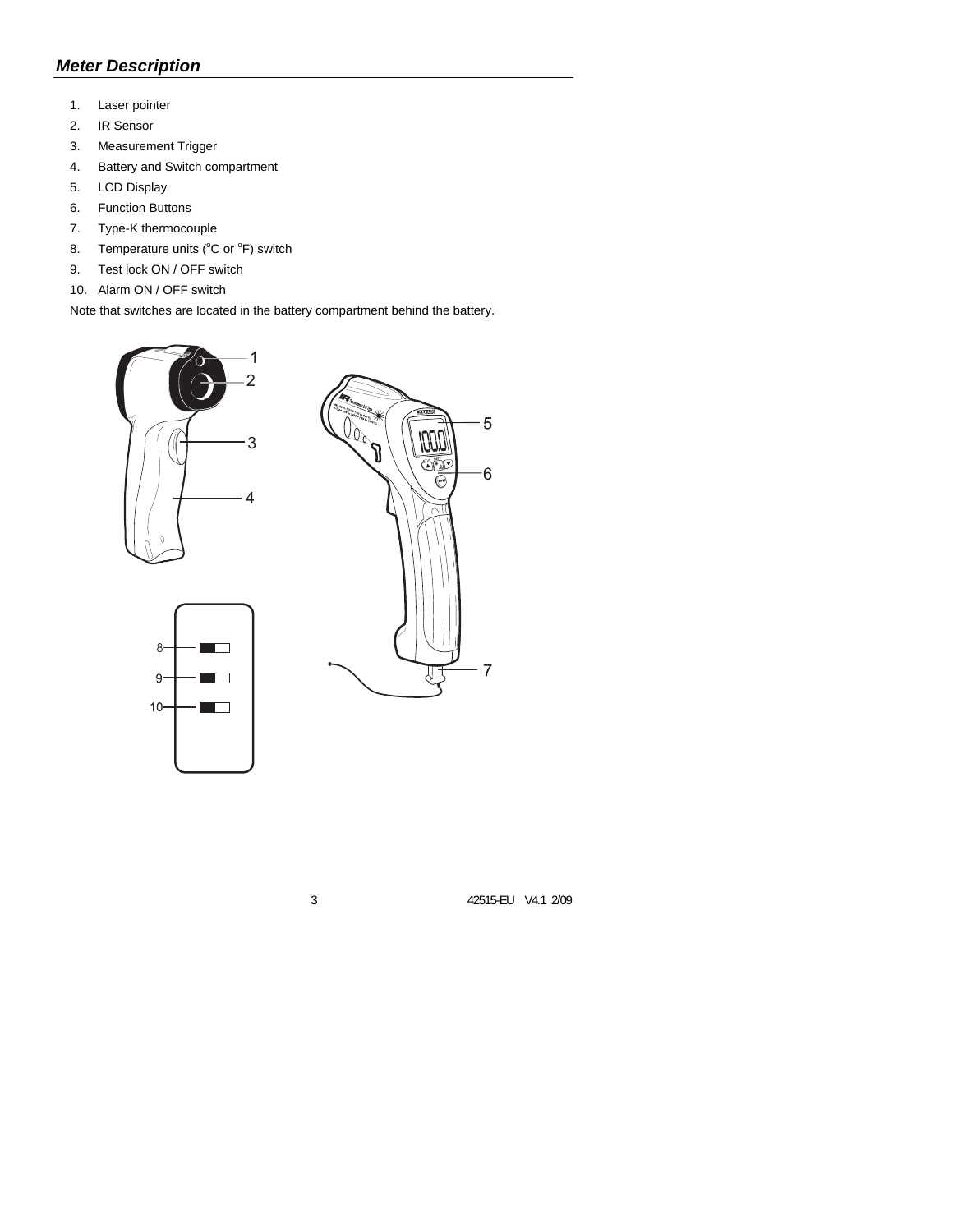## *Meter Description*

1. Laser pointer
2. IR Sensor
3. Measurement Trigger
4. Battery and Switch compartment
5. LCD Display
6. Function Buttons
7. Type-K thermocouple
8. Temperature units (°C or °F) switch
9. Test lock ON / OFF switch
10. Alarm ON / OFF switch

Note that switches are located in the battery compartment behind the battery.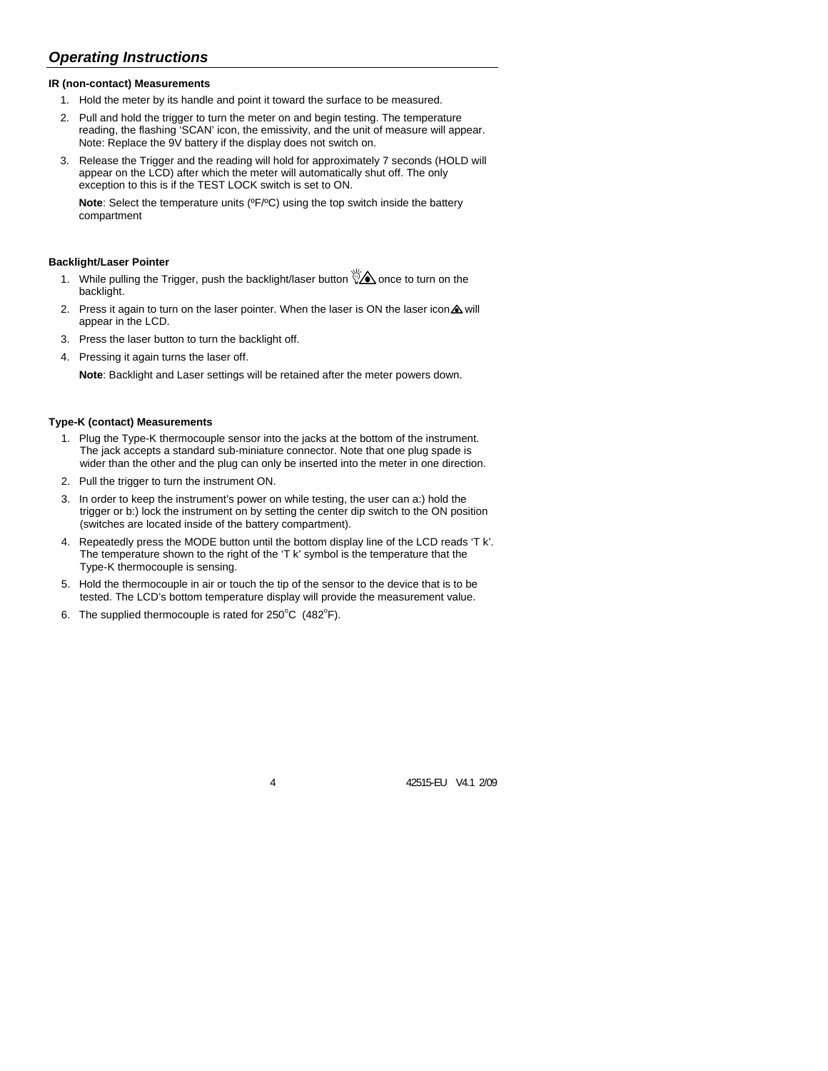## *Operating Instructions*

**IR (non-contact) Measurements**

1. Hold the meter by its handle and point it toward the surface to be measured.
2. Pull and hold the trigger to turn the meter on and begin testing. The temperature reading, the flashing 'SCAN' icon, the emissivity, and the unit of measure will appear. Note: Replace the 9V battery if the display does not switch on.
3. Release the Trigger and the reading will hold for approximately 7 seconds (HOLD will appear on the LCD) after which the meter will automatically shut off. The only exception to this is if the TEST LOCK switch is set to ON.

   **Note**: Select the temperature units (ºF/ºC) using the top switch inside the battery compartment

**Backlight/Laser Pointer**

1. While pulling the Trigger, push the backlight/laser button once to turn on the backlight.
2. Press it again to turn on the laser pointer. When the laser is ON the laser icon will appear in the LCD.
3. Press the laser button to turn the backlight off.
4. Pressing it again turns the laser off.

   **Note**: Backlight and Laser settings will be retained after the meter powers down.

**Type-K (contact) Measurements**

1. Plug the Type-K thermocouple sensor into the jacks at the bottom of the instrument. The jack accepts a standard sub-miniature connector. Note that one plug spade is wider than the other and the plug can only be inserted into the meter in one direction.
2. Pull the trigger to turn the instrument ON.
3. In order to keep the instrument's power on while testing, the user can a:) hold the trigger or b:) lock the instrument on by setting the center dip switch to the ON position (switches are located inside of the battery compartment).
4. Repeatedly press the MODE button until the bottom display line of the LCD reads 'T k'. The temperature shown to the right of the 'T k' symbol is the temperature that the Type-K thermocouple is sensing.
5. Hold the thermocouple in air or touch the tip of the sensor to the device that is to be tested. The LCD's bottom temperature display will provide the measurement value.
6. The supplied thermocouple is rated for 250°C (482°F).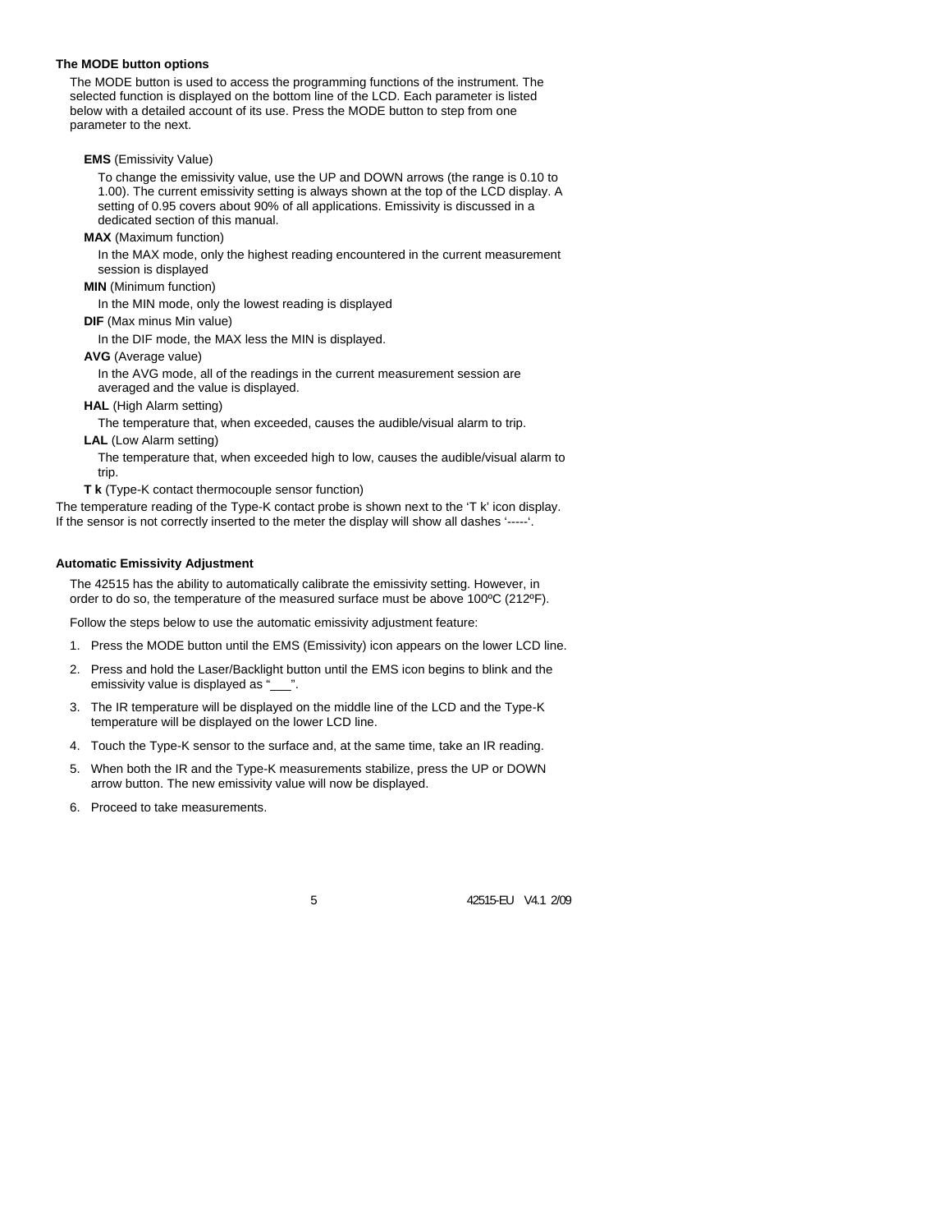### The MODE button options

The MODE button is used to access the programming functions of the instrument. The selected function is displayed on the bottom line of the LCD. Each parameter is listed below with a detailed account of its use. Press the MODE button to step from one parameter to the next.

**EMS** (Emissivity Value)

To change the emissivity value, use the UP and DOWN arrows (the range is 0.10 to 1.00). The current emissivity setting is always shown at the top of the LCD display. A setting of 0.95 covers about 90% of all applications. Emissivity is discussed in a dedicated section of this manual.

**MAX** (Maximum function)

In the MAX mode, only the highest reading encountered in the current measurement session is displayed

**MIN** (Minimum function)

In the MIN mode, only the lowest reading is displayed

**DIF** (Max minus Min value)

In the DIF mode, the MAX less the MIN is displayed.

**AVG** (Average value)

In the AVG mode, all of the readings in the current measurement session are averaged and the value is displayed.

**HAL** (High Alarm setting)

The temperature that, when exceeded, causes the audible/visual alarm to trip.

**LAL** (Low Alarm setting)

The temperature that, when exceeded high to low, causes the audible/visual alarm to trip.

**T k** (Type-K contact thermocouple sensor function)

The temperature reading of the Type-K contact probe is shown next to the 'T k' icon display. If the sensor is not correctly inserted to the meter the display will show all dashes '-----'.

### Automatic Emissivity Adjustment

The 42515 has the ability to automatically calibrate the emissivity setting. However, in order to do so, the temperature of the measured surface must be above 100ºC (212ºF).

Follow the steps below to use the automatic emissivity adjustment feature:

1. Press the MODE button until the EMS (Emissivity) icon appears on the lower LCD line.
2. Press and hold the Laser/Backlight button until the EMS icon begins to blink and the emissivity value is displayed as "___".
3. The IR temperature will be displayed on the middle line of the LCD and the Type-K temperature will be displayed on the lower LCD line.
4. Touch the Type-K sensor to the surface and, at the same time, take an IR reading.
5. When both the IR and the Type-K measurements stabilize, press the UP or DOWN arrow button. The new emissivity value will now be displayed.
6. Proceed to take measurements.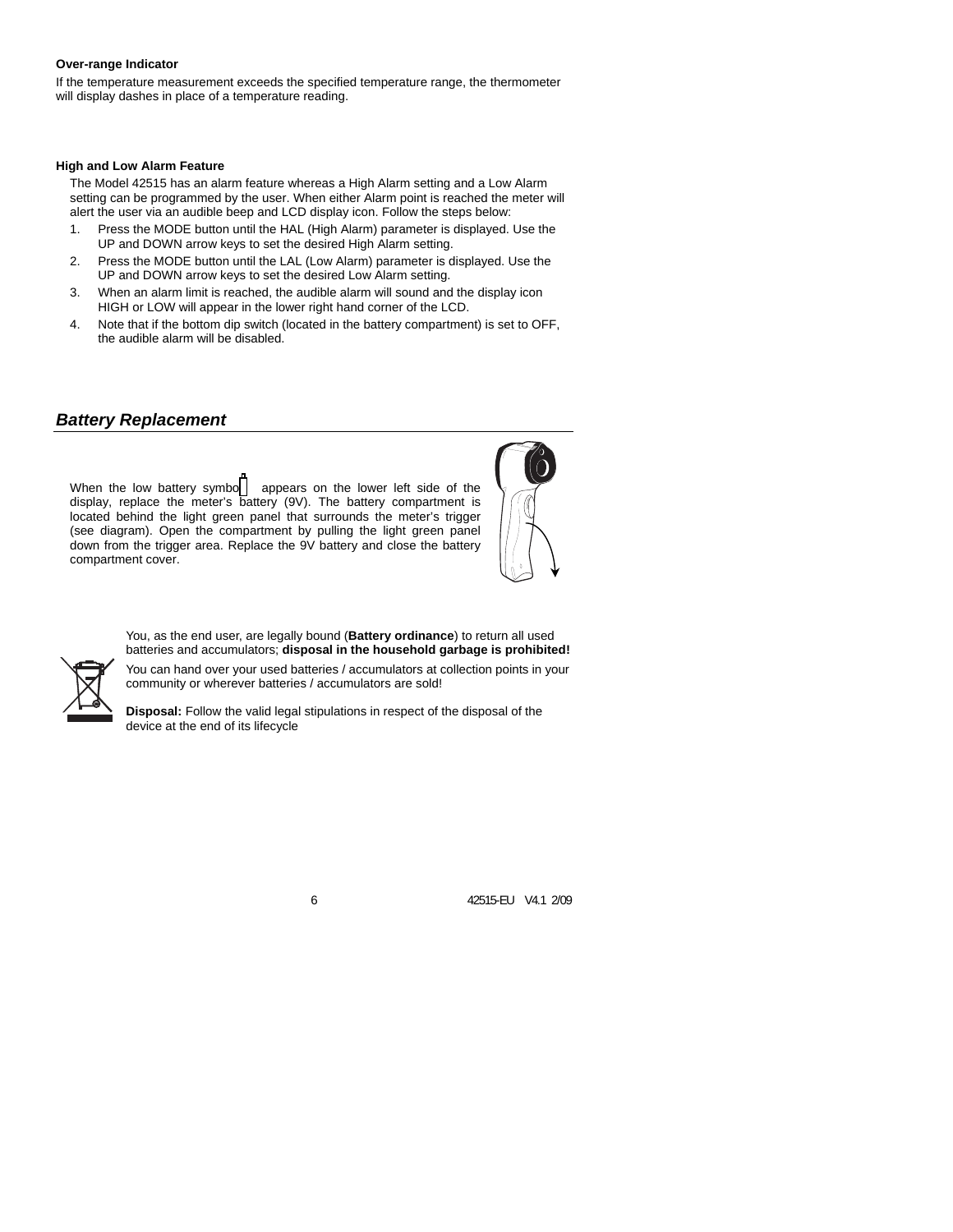**Over-range Indicator**

If the temperature measurement exceeds the specified temperature range, the thermometer will display dashes in place of a temperature reading.

**High and Low Alarm Feature**

The Model 42515 has an alarm feature whereas a High Alarm setting and a Low Alarm setting can be programmed by the user. When either Alarm point is reached the meter will alert the user via an audible beep and LCD display icon. Follow the steps below:

1. Press the MODE button until the HAL (High Alarm) parameter is displayed. Use the UP and DOWN arrow keys to set the desired High Alarm setting.
2. Press the MODE button until the LAL (Low Alarm) parameter is displayed. Use the UP and DOWN arrow keys to set the desired Low Alarm setting.
3. When an alarm limit is reached, the audible alarm will sound and the display icon HIGH or LOW will appear in the lower right hand corner of the LCD.
4. Note that if the bottom dip switch (located in the battery compartment) is set to OFF, the audible alarm will be disabled.

## *Battery Replacement*

When the low battery symbol appears on the lower left side of the display, replace the meter's battery (9V). The battery compartment is located behind the light green panel that surrounds the meter's trigger (see diagram). Open the compartment by pulling the light green panel down from the trigger area. Replace the 9V battery and close the battery compartment cover.

You, as the end user, are legally bound (**Battery ordinance**) to return all used batteries and accumulators; **disposal in the household garbage is prohibited!**

You can hand over your used batteries / accumulators at collection points in your community or wherever batteries / accumulators are sold!

**Disposal:** Follow the valid legal stipulations in respect of the disposal of the device at the end of its lifecycle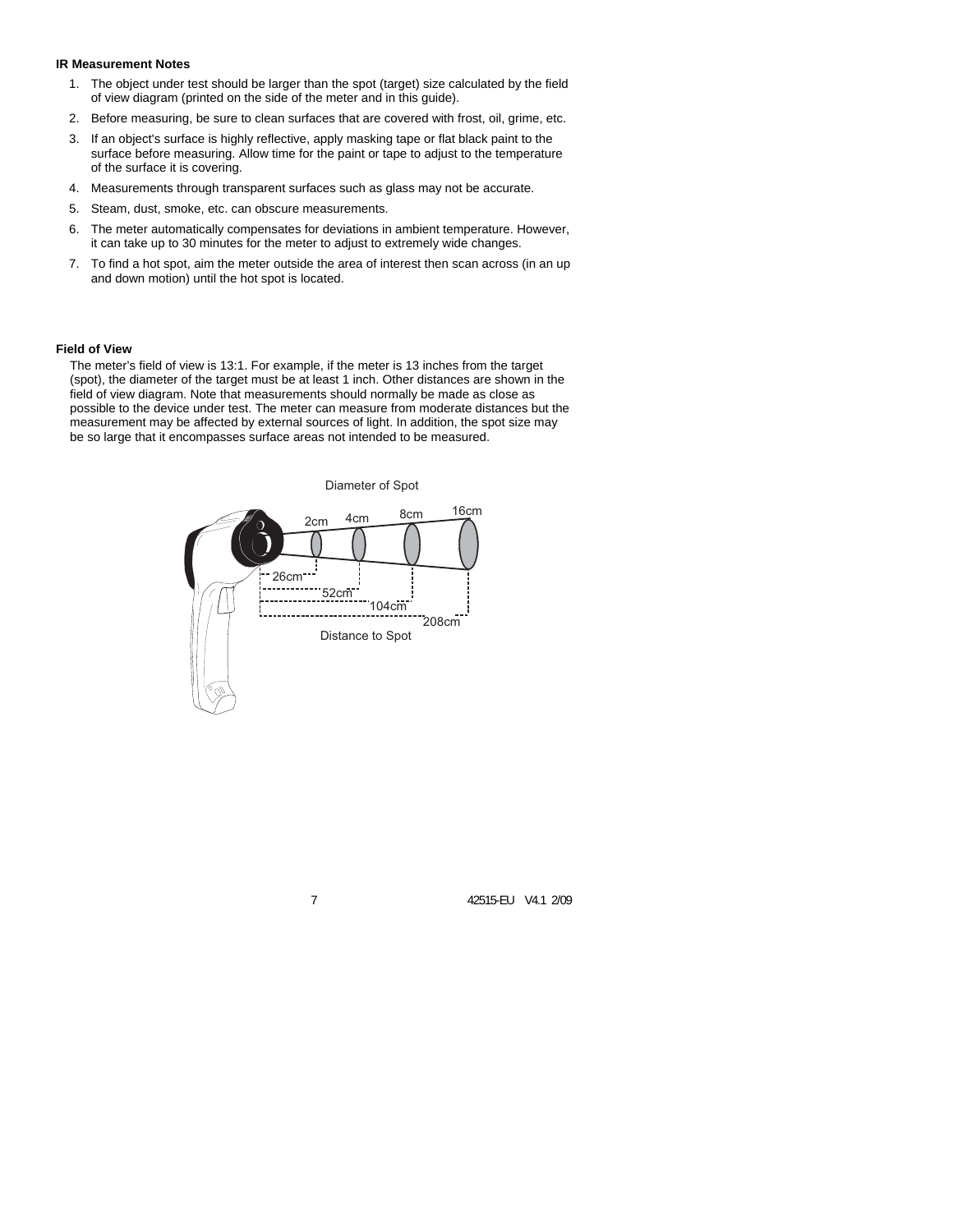**IR Measurement Notes**

1. The object under test should be larger than the spot (target) size calculated by the field of view diagram (printed on the side of the meter and in this guide).
2. Before measuring, be sure to clean surfaces that are covered with frost, oil, grime, etc.
3. If an object's surface is highly reflective, apply masking tape or flat black paint to the surface before measuring. Allow time for the paint or tape to adjust to the temperature of the surface it is covering.
4. Measurements through transparent surfaces such as glass may not be accurate.
5. Steam, dust, smoke, etc. can obscure measurements.
6. The meter automatically compensates for deviations in ambient temperature. However, it can take up to 30 minutes for the meter to adjust to extremely wide changes.
7. To find a hot spot, aim the meter outside the area of interest then scan across (in an up and down motion) until the hot spot is located.

**Field of View**

The meter's field of view is 13:1. For example, if the meter is 13 inches from the target (spot), the diameter of the target must be at least 1 inch. Other distances are shown in the field of view diagram. Note that measurements should normally be made as close as possible to the device under test. The meter can measure from moderate distances but the measurement may be affected by external sources of light. In addition, the spot size may be so large that it encompasses surface areas not intended to be measured.

Diameter of Spot: 2cm, 4cm, 8cm, 16cm

Distance to Spot: 26cm, 52cm, 104cm, 208cm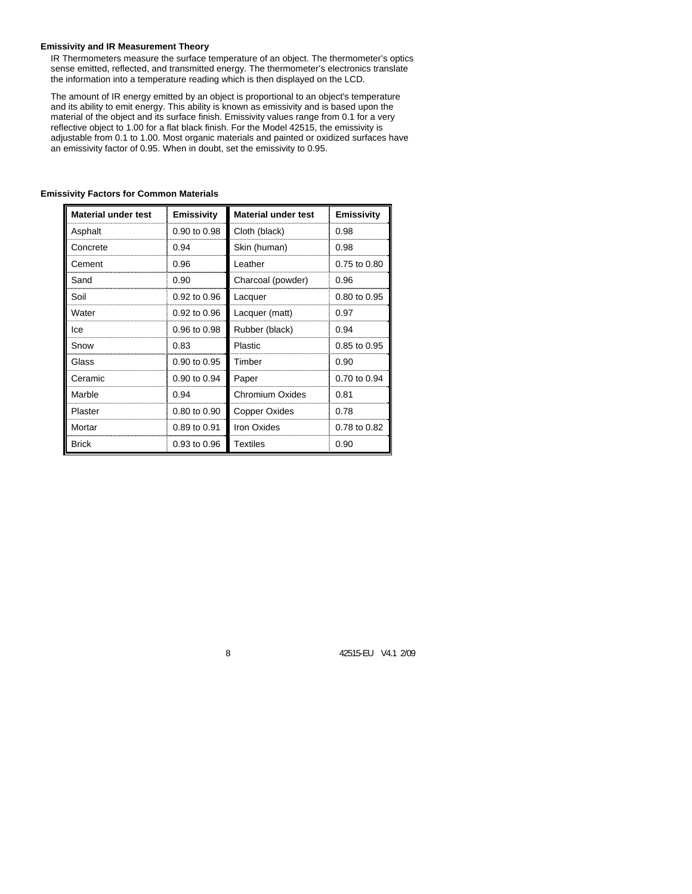### Emissivity and IR Measurement Theory

IR Thermometers measure the surface temperature of an object. The thermometer's optics sense emitted, reflected, and transmitted energy. The thermometer's electronics translate the information into a temperature reading which is then displayed on the LCD.

The amount of IR energy emitted by an object is proportional to an object's temperature and its ability to emit energy. This ability is known as emissivity and is based upon the material of the object and its surface finish. Emissivity values range from 0.1 for a very reflective object to 1.00 for a flat black finish. For the Model 42515, the emissivity is adjustable from 0.1 to 1.00. Most organic materials and painted or oxidized surfaces have an emissivity factor of 0.95. When in doubt, set the emissivity to 0.95.

### Emissivity Factors for Common Materials

| Material under test | Emissivity | Material under test | Emissivity |
|---|---|---|---|
| Asphalt | 0.90 to 0.98 | Cloth (black) | 0.98 |
| Concrete | 0.94 | Skin (human) | 0.98 |
| Cement | 0.96 | Leather | 0.75 to 0.80 |
| Sand | 0.90 | Charcoal (powder) | 0.96 |
| Soil | 0.92 to 0.96 | Lacquer | 0.80 to 0.95 |
| Water | 0.92 to 0.96 | Lacquer (matt) | 0.97 |
| Ice | 0.96 to 0.98 | Rubber (black) | 0.94 |
| Snow | 0.83 | Plastic | 0.85 to 0.95 |
| Glass | 0.90 to 0.95 | Timber | 0.90 |
| Ceramic | 0.90 to 0.94 | Paper | 0.70 to 0.94 |
| Marble | 0.94 | Chromium Oxides | 0.81 |
| Plaster | 0.80 to 0.90 | Copper Oxides | 0.78 |
| Mortar | 0.89 to 0.91 | Iron Oxides | 0.78 to 0.82 |
| Brick | 0.93 to 0.96 | Textiles | 0.90 |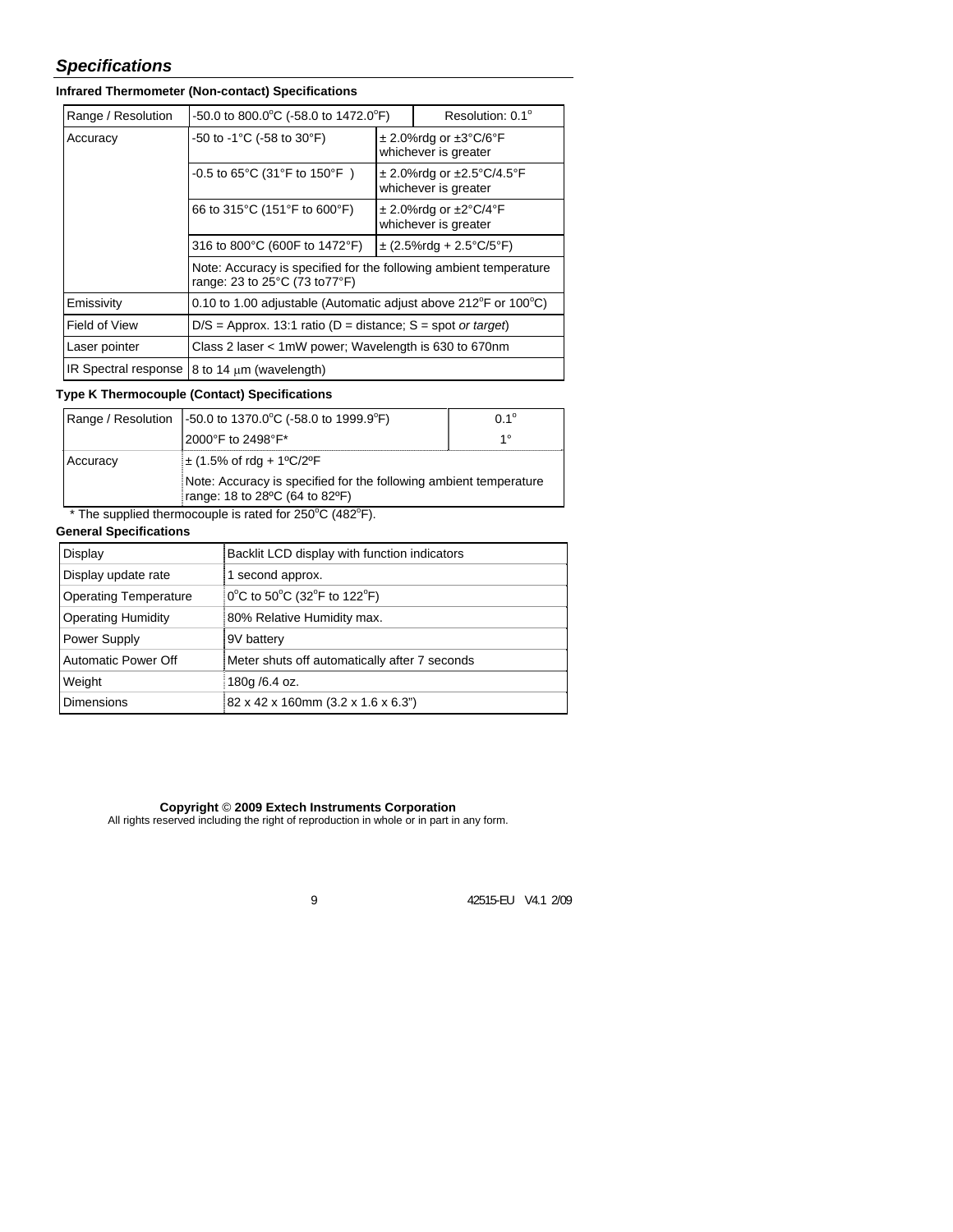## *Specifications*

**Infrared Thermometer (Non-contact) Specifications**

| | | |
|---|---|---|
| Range / Resolution | -50.0 to 800.0°C (-58.0 to 1472.0°F) | Resolution: 0.1° |
| Accuracy | -50 to -1°C (-58 to 30°F) | ± 2.0%rdg or ±3°C/6°F whichever is greater |
| | -0.5 to 65°C (31°F to 150°F ) | ± 2.0%rdg or ±2.5°C/4.5°F whichever is greater |
| | 66 to 315°C (151°F to 600°F) | ± 2.0%rdg or ±2°C/4°F whichever is greater |
| | 316 to 800°C (600F to 1472°F) | ± (2.5%rdg + 2.5°C/5°F) |
| | Note: Accuracy is specified for the following ambient temperature range: 23 to 25°C (73 to77°F) | |
| Emissivity | 0.10 to 1.00 adjustable (Automatic adjust above 212°F or 100°C) | |
| Field of View | D/S = Approx. 13:1 ratio (D = distance; S = spot *or target*) | |
| Laser pointer | Class 2 laser < 1mW power; Wavelength is 630 to 670nm | |
| IR Spectral response | 8 to 14 μm (wavelength) | |

**Type K Thermocouple (Contact) Specifications**

| | | |
|---|---|---|
| Range / Resolution | -50.0 to 1370.0°C (-58.0 to 1999.9°F) | 0.1° |
| | 2000°F to 2498°F* | 1° |
| Accuracy | ± (1.5% of rdg + 1ºC/2ºF | |
| | Note: Accuracy is specified for the following ambient temperature range: 18 to 28ºC (64 to 82ºF) | |

\* The supplied thermocouple is rated for 250°C (482°F).

**General Specifications**

| | |
|---|---|
| Display | Backlit LCD display with function indicators |
| Display update rate | 1 second approx. |
| Operating Temperature | 0°C to 50°C (32°F to 122°F) |
| Operating Humidity | 80% Relative Humidity max. |
| Power Supply | 9V battery |
| Automatic Power Off | Meter shuts off automatically after 7 seconds |
| Weight | 180g /6.4 oz. |
| Dimensions | 82 x 42 x 160mm (3.2 x 1.6 x 6.3") |

**Copyright © 2009 Extech Instruments Corporation**
All rights reserved including the right of reproduction in whole or in part in any form.

42515-EU V4.1 2/09